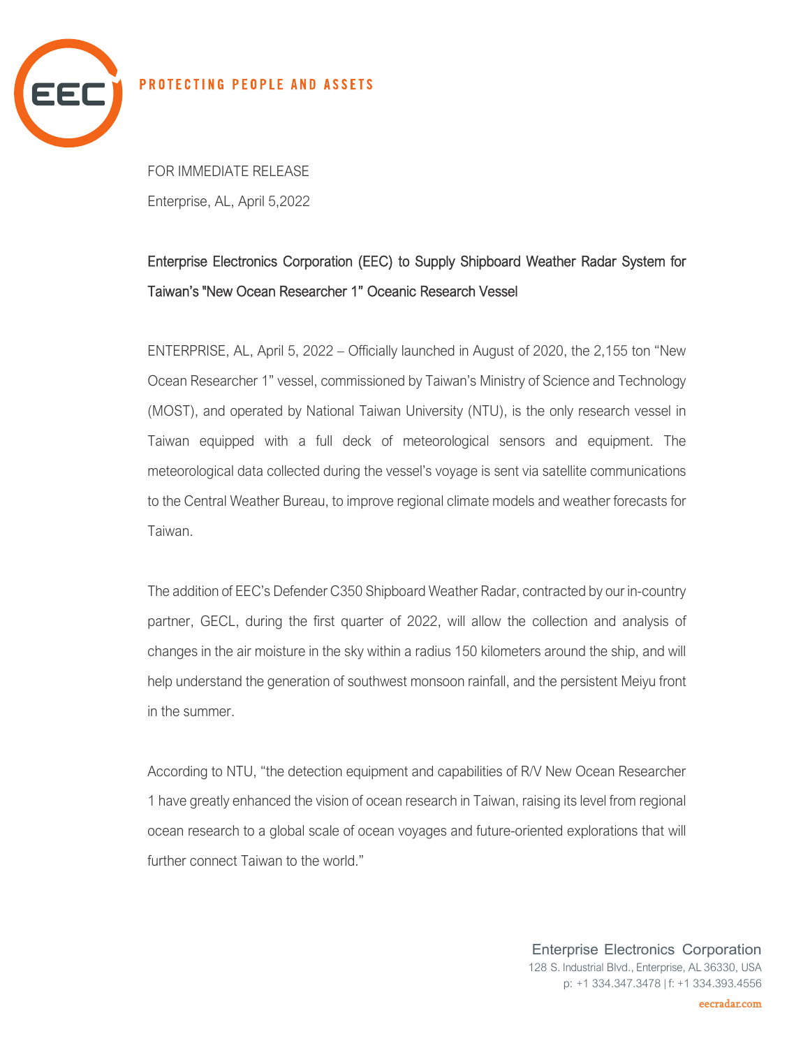PROTECTING PEOPLE AND ASSETS

FOR IMMEDIATE RELEASE

Enterprise, AL, April 5,2022

## Enterprise Electronics Corporation (EEC) to Supply Shipboard Weather Radar System for Taiwan's "New Ocean Researcher 1" Oceanic Research Vessel

ENTERPRISE, AL, April 5, 2022 – Officially launched in August of 2020, the 2,155 ton "New Ocean Researcher 1" vessel, commissioned by Taiwan's Ministry of Science and Technology (MOST), and operated by National Taiwan University (NTU), is the only research vessel in Taiwan equipped with a full deck of meteorological sensors and equipment. The meteorological data collected during the vessel's voyage is sent via satellite communications to the Central Weather Bureau, to improve regional climate models and weather forecasts for Taiwan.

The addition of EEC's Defender C350 Shipboard Weather Radar, contracted by our in-country partner, GECL, during the first quarter of 2022, will allow the collection and analysis of changes in the air moisture in the sky within a radius 150 kilometers around the ship, and will help understand the generation of southwest monsoon rainfall, and the persistent Meiyu front in the summer.

According to NTU, "the detection equipment and capabilities of R/V New Ocean Researcher 1 have greatly enhanced the vision of ocean research in Taiwan, raising its level from regional ocean research to a global scale of ocean voyages and future-oriented explorations that will further connect Taiwan to the world."

Enterprise Electronics Corporation
128 S. Industrial Blvd., Enterprise, AL 36330, USA
p: +1 334.347.3478 | f: +1 334.393.4556
eecradar.com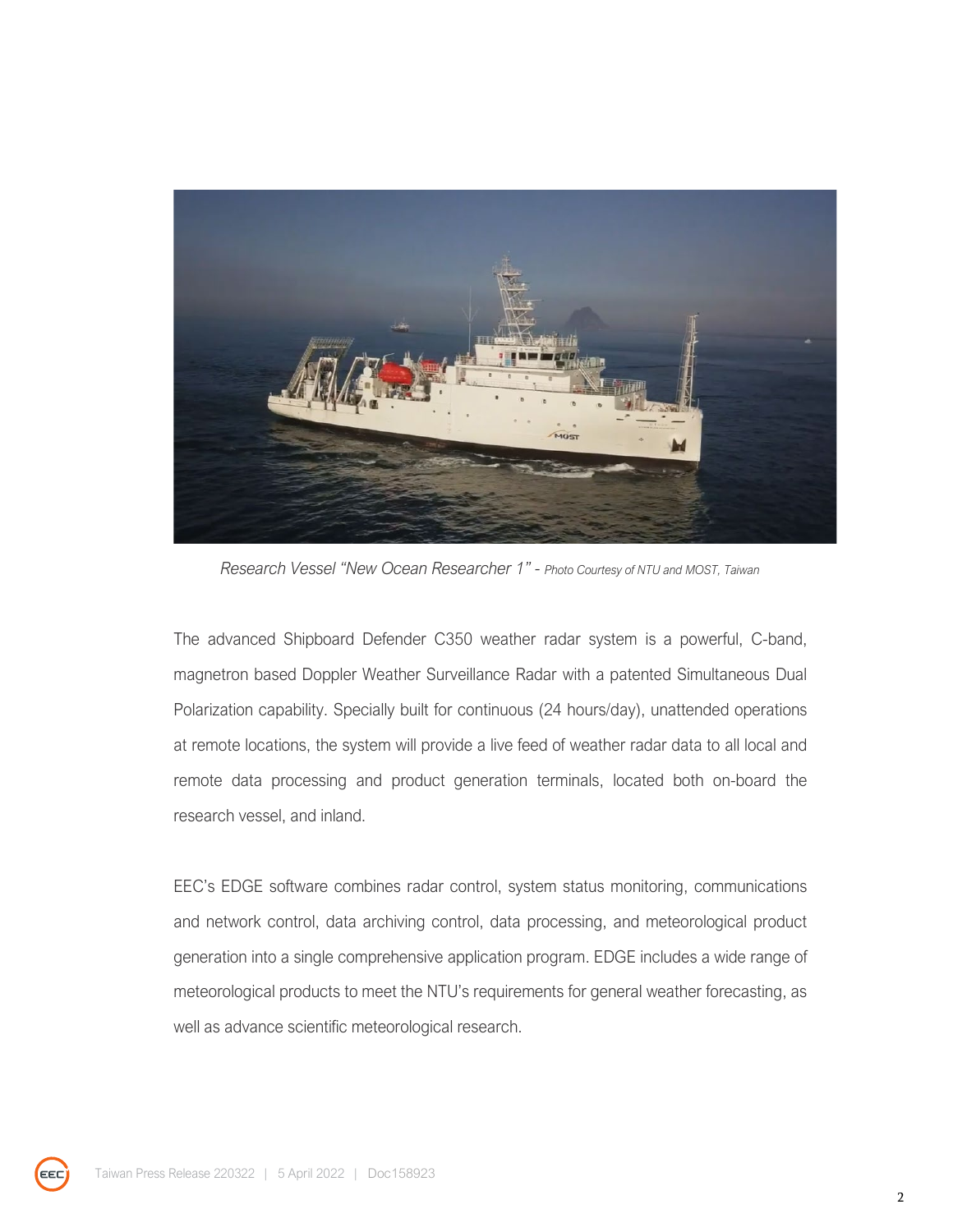*Research Vessel "New Ocean Researcher 1"* - *Photo Courtesy of NTU and MOST, Taiwan*

The advanced Shipboard Defender C350 weather radar system is a powerful, C-band, magnetron based Doppler Weather Surveillance Radar with a patented Simultaneous Dual Polarization capability. Specially built for continuous (24 hours/day), unattended operations at remote locations, the system will provide a live feed of weather radar data to all local and remote data processing and product generation terminals, located both on-board the research vessel, and inland.

EEC's EDGE software combines radar control, system status monitoring, communications and network control, data archiving control, data processing, and meteorological product generation into a single comprehensive application program. EDGE includes a wide range of meteorological products to meet the NTU's requirements for general weather forecasting, as well as advance scientific meteorological research.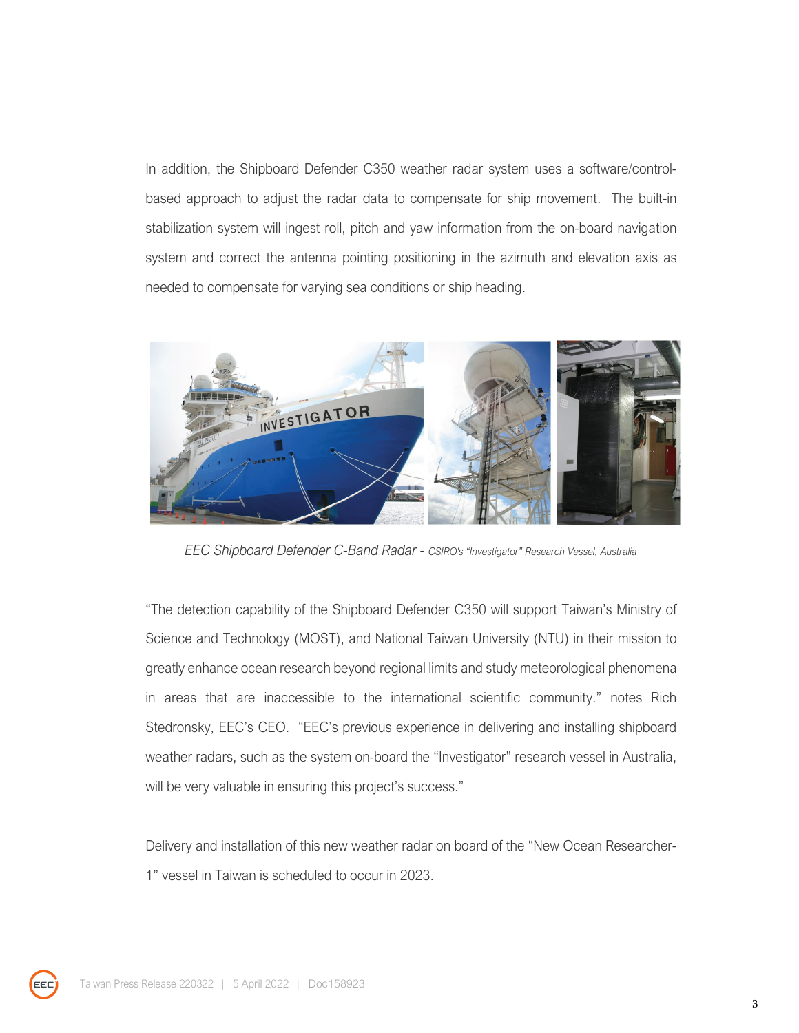In addition, the Shipboard Defender C350 weather radar system uses a software/control-based approach to adjust the radar data to compensate for ship movement. The built-in stabilization system will ingest roll, pitch and yaw information from the on-board navigation system and correct the antenna pointing positioning in the azimuth and elevation axis as needed to compensate for varying sea conditions or ship heading.

*EEC Shipboard Defender C-Band Radar - CSIRO's "Investigator" Research Vessel, Australia*

"The detection capability of the Shipboard Defender C350 will support Taiwan's Ministry of Science and Technology (MOST), and National Taiwan University (NTU) in their mission to greatly enhance ocean research beyond regional limits and study meteorological phenomena in areas that are inaccessible to the international scientific community." notes Rich Stedronsky, EEC's CEO. "EEC's previous experience in delivering and installing shipboard weather radars, such as the system on-board the "Investigator" research vessel in Australia, will be very valuable in ensuring this project's success."

Delivery and installation of this new weather radar on board of the "New Ocean Researcher-1" vessel in Taiwan is scheduled to occur in 2023.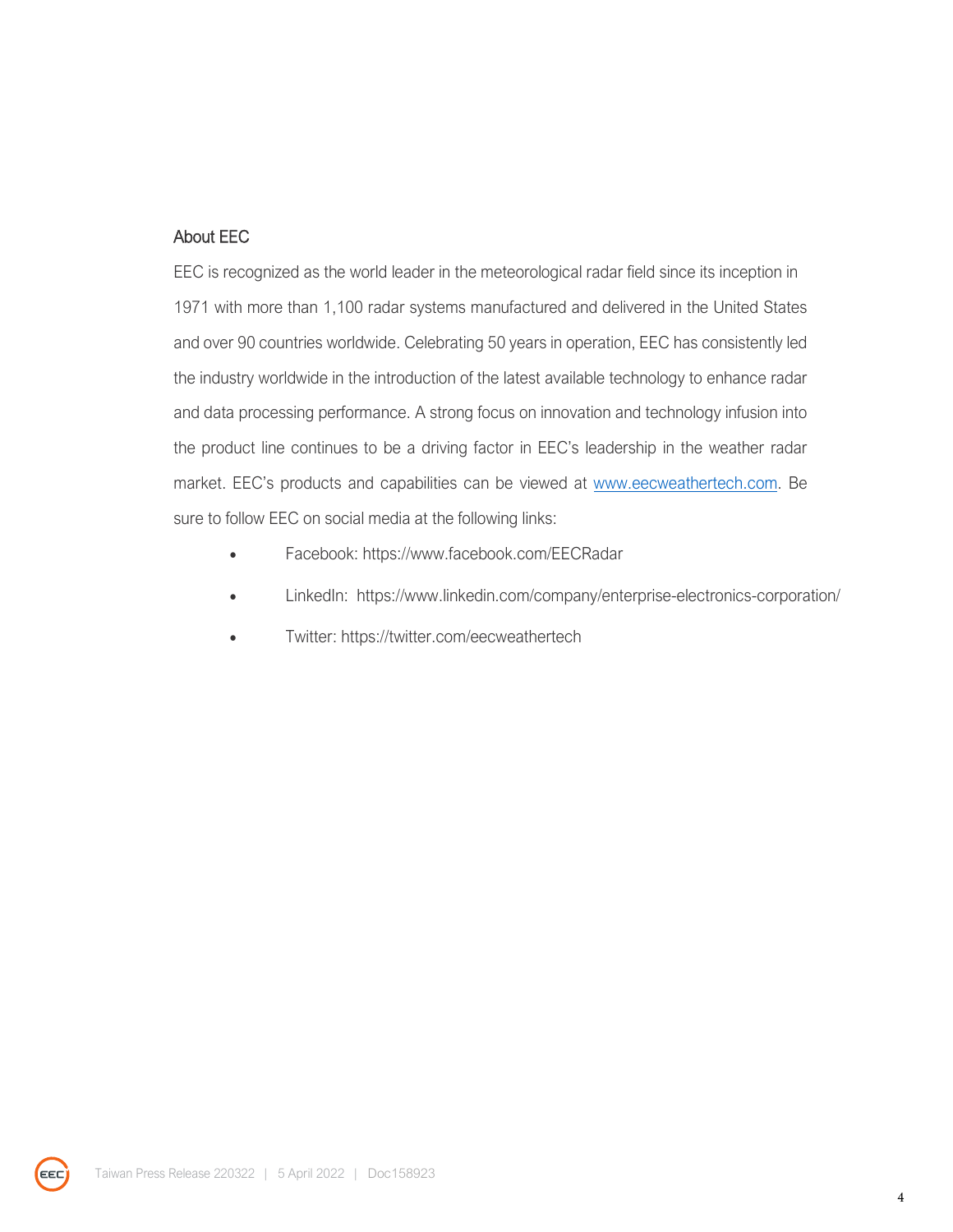## About EEC

EEC is recognized as the world leader in the meteorological radar field since its inception in 1971 with more than 1,100 radar systems manufactured and delivered in the United States and over 90 countries worldwide. Celebrating 50 years in operation, EEC has consistently led the industry worldwide in the introduction of the latest available technology to enhance radar and data processing performance. A strong focus on innovation and technology infusion into the product line continues to be a driving factor in EEC's leadership in the weather radar market. EEC's products and capabilities can be viewed at [www.eecweathertech.com](http://www.eecweathertech.com). Be sure to follow EEC on social media at the following links:

- Facebook: https://www.facebook.com/EECRadar
- LinkedIn: https://www.linkedin.com/company/enterprise-electronics-corporation/
- Twitter: https://twitter.com/eecweathertech